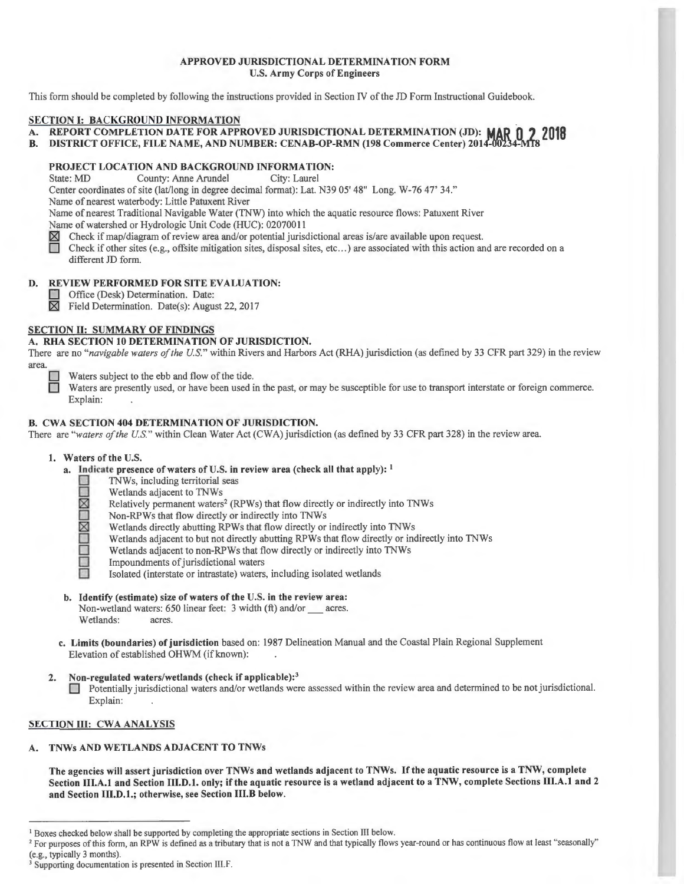**APPROVED JURISDICTIONAL DETERMINATION FORM**
**U.S. Army Corps of Engineers**

This form should be completed by following the instructions provided in Section IV of the JD Form Instructional Guidebook.

## SECTION I: BACKGROUND INFORMATION

**A. REPORT COMPLETION DATE FOR APPROVED JURISDICTIONAL DETERMINATION (JD): MAR 0 2 2018**

**B. DISTRICT OFFICE, FILE NAME, AND NUMBER: CENAB-OP-RMN (198 Commerce Center) 2014-00234-M18**

**PROJECT LOCATION AND BACKGROUND INFORMATION:**

State: MD County: Anne Arundel City: Laurel

Center coordinates of site (lat/long in degree decimal format): Lat. N39 05' 48" Long. W-76 47' 34."

Name of nearest waterbody: Little Patuxent River

Name of nearest Traditional Navigable Water (TNW) into which the aquatic resource flows: Patuxent River

Name of watershed or Hydrologic Unit Code (HUC): 02070011

- ☒ Check if map/diagram of review area and/or potential jurisdictional areas is/are available upon request.
- ☐ Check if other sites (e.g., offsite mitigation sites, disposal sites, etc...) are associated with this action and are recorded on a different JD form.

**D. REVIEW PERFORMED FOR SITE EVALUATION:**

- ☐ Office (Desk) Determination. Date:
- ☒ Field Determination. Date(s): August 22, 2017

## SECTION II: SUMMARY OF FINDINGS

**A. RHA SECTION 10 DETERMINATION OF JURISDICTION.**

There are no "*navigable waters of the U.S.*" within Rivers and Harbors Act (RHA) jurisdiction (as defined by 33 CFR part 329) in the review area.

- ☐ Waters subject to the ebb and flow of the tide.
- ☐ Waters are presently used, or have been used in the past, or may be susceptible for use to transport interstate or foreign commerce. Explain: .

**B. CWA SECTION 404 DETERMINATION OF JURISDICTION.**

There are "*waters of the U.S.*" within Clean Water Act (CWA) jurisdiction (as defined by 33 CFR part 328) in the review area.

**1. Waters of the U.S.**

**a. Indicate presence of waters of U.S. in review area (check all that apply):** [1]

- ☐ TNWs, including territorial seas
- ☐ Wetlands adjacent to TNWs
- ☒ Relatively permanent waters[2] (RPWs) that flow directly or indirectly into TNWs
- ☐ Non-RPWs that flow directly or indirectly into TNWs
- ☒ Wetlands directly abutting RPWs that flow directly or indirectly into TNWs
- ☐ Wetlands adjacent to but not directly abutting RPWs that flow directly or indirectly into TNWs
- ☐ Wetlands adjacent to non-RPWs that flow directly or indirectly into TNWs
- ☐ Impoundments of jurisdictional waters
- ☐ Isolated (interstate or intrastate) waters, including isolated wetlands

**b. Identify (estimate) size of waters of the U.S. in the review area:**

Non-wetland waters: 650 linear feet: 3 width (ft) and/or ___ acres.

Wetlands: acres.

**c. Limits (boundaries) of jurisdiction** based on: 1987 Delineation Manual and the Coastal Plain Regional Supplement

Elevation of established OHWM (if known): .

**2. Non-regulated waters/wetlands (check if applicable):**[3]

- ☐ Potentially jurisdictional waters and/or wetlands were assessed within the review area and determined to be not jurisdictional. Explain: .

## SECTION III: CWA ANALYSIS

**A. TNWs AND WETLANDS ADJACENT TO TNWs**

**The agencies will assert jurisdiction over TNWs and wetlands adjacent to TNWs. If the aquatic resource is a TNW, complete Section III.A.1 and Section III.D.1. only; if the aquatic resource is a wetland adjacent to a TNW, complete Sections III.A.1 and 2 and Section III.D.1.; otherwise, see Section III.B below.**

---

[1] Boxes checked below shall be supported by completing the appropriate sections in Section III below.

[2] For purposes of this form, an RPW is defined as a tributary that is not a TNW and that typically flows year-round or has continuous flow at least "seasonally" (e.g., typically 3 months).

[3] Supporting documentation is presented in Section III.F.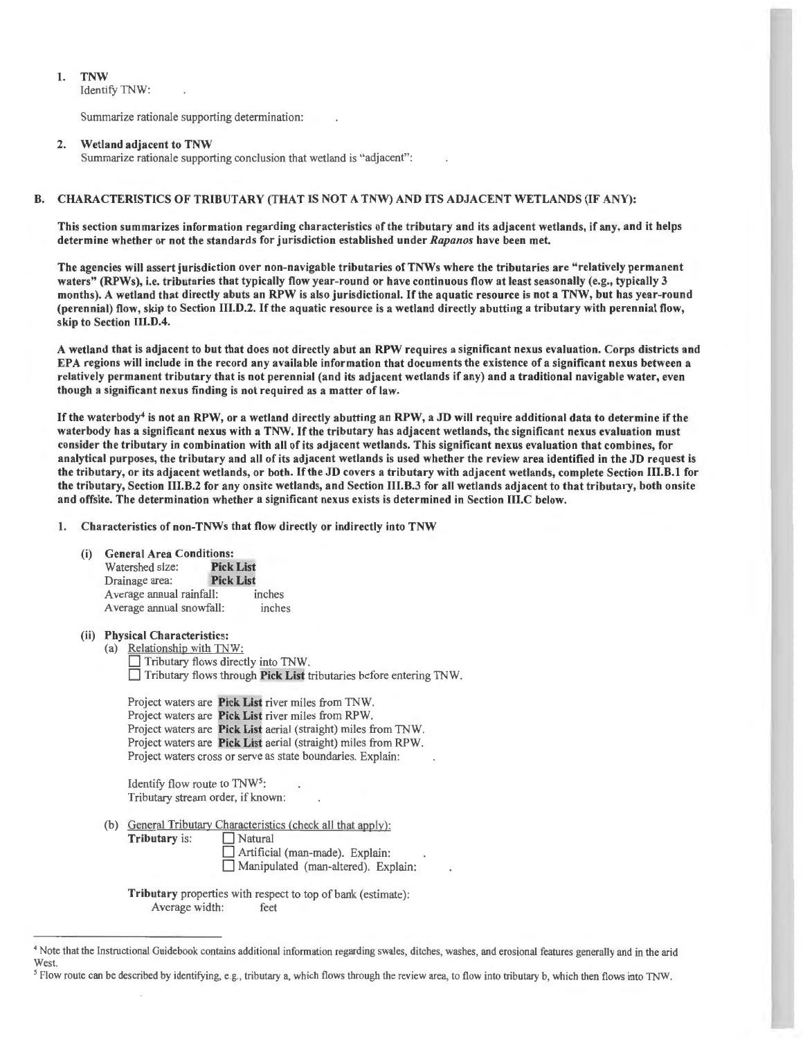1. **TNW**
   Identify TNW: .

   Summarize rationale supporting determination: .

2. **Wetland adjacent to TNW**
   Summarize rationale supporting conclusion that wetland is "adjacent": .

## B. CHARACTERISTICS OF TRIBUTARY (THAT IS NOT A TNW) AND ITS ADJACENT WETLANDS (IF ANY):

**This section summarizes information regarding characteristics of the tributary and its adjacent wetlands, if any, and it helps determine whether or not the standards for jurisdiction established under *Rapanos* have been met.**

**The agencies will assert jurisdiction over non-navigable tributaries of TNWs where the tributaries are "relatively permanent waters" (RPWs), i.e. tributaries that typically flow year-round or have continuous flow at least seasonally (e.g., typically 3 months). A wetland that directly abuts an RPW is also jurisdictional. If the aquatic resource is not a TNW, but has year-round (perennial) flow, skip to Section III.D.2. If the aquatic resource is a wetland directly abutting a tributary with perennial flow, skip to Section III.D.4.**

**A wetland that is adjacent to but that does not directly abut an RPW requires a significant nexus evaluation. Corps districts and EPA regions will include in the record any available information that documents the existence of a significant nexus between a relatively permanent tributary that is not perennial (and its adjacent wetlands if any) and a traditional navigable water, even though a significant nexus finding is not required as a matter of law.**

**If the waterbody[4] is not an RPW, or a wetland directly abutting an RPW, a JD will require additional data to determine if the waterbody has a significant nexus with a TNW. If the tributary has adjacent wetlands, the significant nexus evaluation must consider the tributary in combination with all of its adjacent wetlands. This significant nexus evaluation that combines, for analytical purposes, the tributary and all of its adjacent wetlands is used whether the review area identified in the JD request is the tributary, or its adjacent wetlands, or both. If the JD covers a tributary with adjacent wetlands, complete Section III.B.1 for the tributary, Section III.B.2 for any onsite wetlands, and Section III.B.3 for all wetlands adjacent to that tributary, both onsite and offsite. The determination whether a significant nexus exists is determined in Section III.C below.**

1. **Characteristics of non-TNWs that flow directly or indirectly into TNW**

   (i) **General Area Conditions:**
   Watershed size: **Pick List**
   Drainage area: **Pick List**
   Average annual rainfall: inches
   Average annual snowfall: inches

   (ii) **Physical Characteristics:**
   (a) Relationship with TNW:
   ☐ Tributary flows directly into TNW.
   ☐ Tributary flows through **Pick List** tributaries before entering TNW.

   Project waters are **Pick List** river miles from TNW.
   Project waters are **Pick List** river miles from RPW.
   Project waters are **Pick List** aerial (straight) miles from TNW.
   Project waters are **Pick List** aerial (straight) miles from RPW.
   Project waters cross or serve as state boundaries. Explain: .

   Identify flow route to TNW[5]: .
   Tributary stream order, if known: .

   (b) General Tributary Characteristics (check all that apply):
   **Tributary** is: ☐ Natural
   ☐ Artificial (man-made). Explain: .
   ☐ Manipulated (man-altered). Explain: .

   **Tributary** properties with respect to top of bank (estimate):
   Average width: feet

---

[4] Note that the Instructional Guidebook contains additional information regarding swales, ditches, washes, and erosional features generally and in the arid West.

[5] Flow route can be described by identifying, e.g., tributary a, which flows through the review area, to flow into tributary b, which then flows into TNW.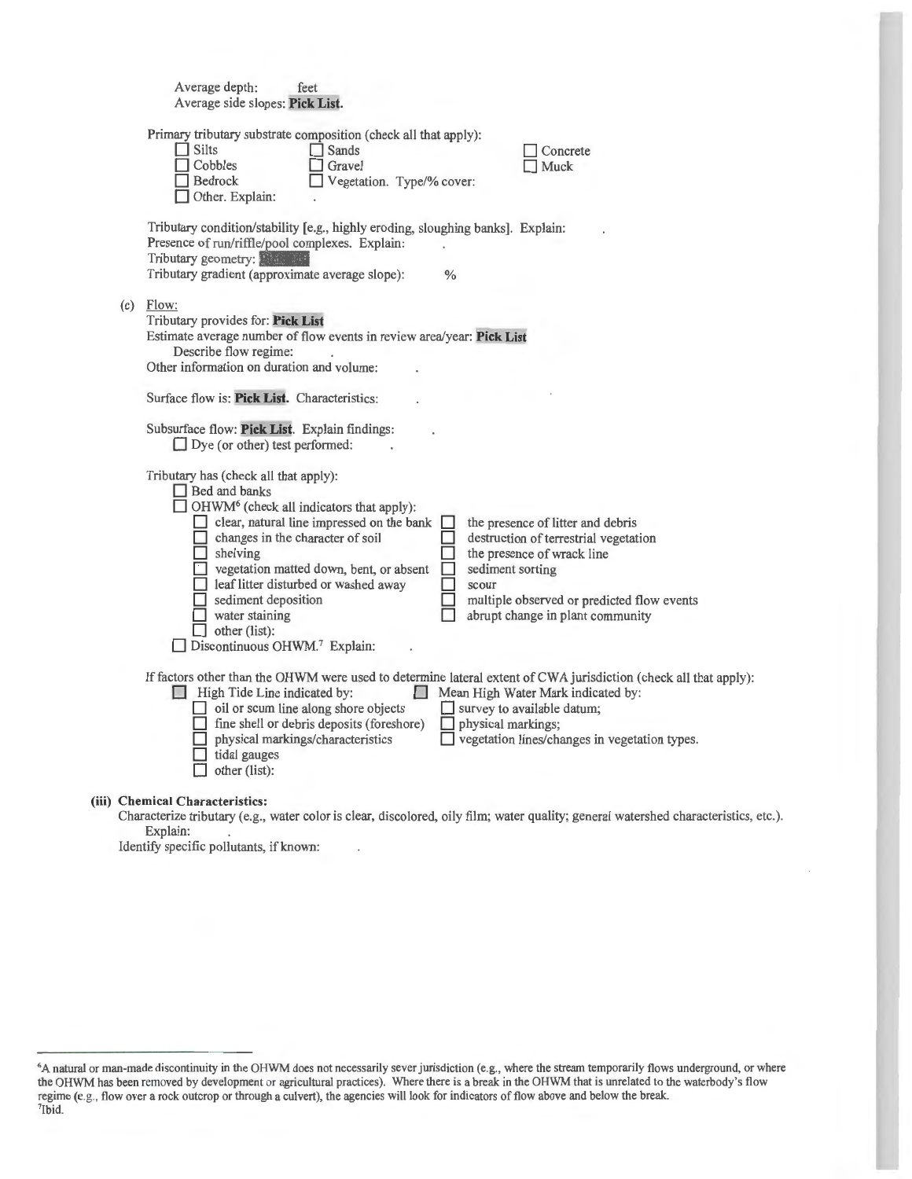Average depth: feet
Average side slopes: **Pick List**.

Primary tributary substrate composition (check all that apply):

- ☐ Silts
- ☐ Sands
- ☐ Concrete
- ☐ Cobbles
- ☐ Gravel
- ☐ Muck
- ☐ Bedrock
- ☐ Vegetation. Type/% cover:
- ☐ Other. Explain: .

Tributary condition/stability [e.g., highly eroding, sloughing banks]. Explain: .
Presence of run/riffle/pool complexes. Explain: .
Tributary geometry: **Pick List**
Tributary gradient (approximate average slope): %

(c) Flow:
Tributary provides for: **Pick List**
Estimate average number of flow events in review area/year: **Pick List**
Describe flow regime: .
Other information on duration and volume: .

Surface flow is: **Pick List.** Characteristics: .

Subsurface flow: **Pick List**. Explain findings: .
☐ Dye (or other) test performed: .

Tributary has (check all that apply):

- ☐ Bed and banks
- ☐ OHWM[6] (check all indicators that apply):
  - ☐ clear, natural line impressed on the bank
  - ☐ changes in the character of soil
  - ☐ shelving
  - ☐ vegetation matted down, bent, or absent
  - ☐ leaf litter disturbed or washed away
  - ☐ sediment deposition
  - ☐ water staining
  - ☐ other (list):
  - ☐ the presence of litter and debris
  - ☐ destruction of terrestrial vegetation
  - ☐ the presence of wrack line
  - ☐ sediment sorting
  - ☐ scour
  - ☐ multiple observed or predicted flow events
  - ☐ abrupt change in plant community
- ☐ Discontinuous OHWM.[7] Explain: .

If factors other than the OHWM were used to determine lateral extent of CWA jurisdiction (check all that apply):

- ☐ High Tide Line indicated by:
  - ☐ oil or scum line along shore objects
  - ☐ fine shell or debris deposits (foreshore)
  - ☐ physical markings/characteristics
  - ☐ tidal gauges
  - ☐ other (list):
- ☐ Mean High Water Mark indicated by:
  - ☐ survey to available datum;
  - ☐ physical markings;
  - ☐ vegetation lines/changes in vegetation types.

**(iii) Chemical Characteristics:**
Characterize tributary (e.g., water color is clear, discolored, oily film; water quality; general watershed characteristics, etc.).
Explain: .
Identify specific pollutants, if known: .

---

[6]A natural or man-made discontinuity in the OHWM does not necessarily sever jurisdiction (e.g., where the stream temporarily flows underground, or where the OHWM has been removed by development or agricultural practices). Where there is a break in the OHWM that is unrelated to the waterbody's flow regime (e.g., flow over a rock outcrop or through a culvert), the agencies will look for indicators of flow above and below the break.
[7]Ibid.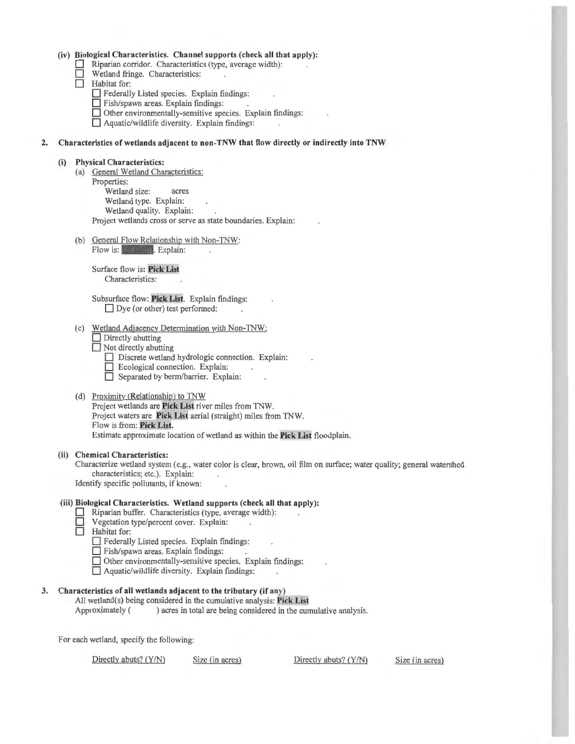**(iv) Biological Characteristics. Channel supports (check all that apply):**

- ☐ Riparian corridor. Characteristics (type, average width): .
- ☐ Wetland fringe. Characteristics: .
- ☐ Habitat for:
  - ☐ Federally Listed species. Explain findings: .
  - ☐ Fish/spawn areas. Explain findings: .
  - ☐ Other environmentally-sensitive species. Explain findings: .
  - ☐ Aquatic/wildlife diversity. Explain findings: .

**2. Characteristics of wetlands adjacent to non-TNW that flow directly or indirectly into TNW**

**(i) Physical Characteristics:**

(a) General Wetland Characteristics:

Properties:

Wetland size: acres

Wetland type. Explain: .

Wetland quality. Explain: .

Project wetlands cross or serve as state boundaries. Explain: .

(b) General Flow Relationship with Non-TNW:

Flow is: Pick List. Explain: .

Surface flow is: **Pick List**

Characteristics: .

Subsurface flow: **Pick List**. Explain findings: .

☐ Dye (or other) test performed: .

(c) Wetland Adjacency Determination with Non-TNW:

- ☐ Directly abutting
- ☐ Not directly abutting
  - ☐ Discrete wetland hydrologic connection. Explain: .
  - ☐ Ecological connection. Explain: .
  - ☐ Separated by berm/barrier. Explain: .

(d) Proximity (Relationship) to TNW

Project wetlands are **Pick List** river miles from TNW.

Project waters are **Pick List** aerial (straight) miles from TNW.

Flow is from: **Pick List**.

Estimate approximate location of wetland as within the **Pick List** floodplain.

**(ii) Chemical Characteristics:**

Characterize wetland system (e.g., water color is clear, brown, oil film on surface; water quality; general watershed characteristics; etc.). Explain: .

Identify specific pollutants, if known: .

**(iii) Biological Characteristics. Wetland supports (check all that apply):**

- ☐ Riparian buffer. Characteristics (type, average width): .
- ☐ Vegetation type/percent cover. Explain: .
- ☐ Habitat for:
  - ☐ Federally Listed species. Explain findings: .
  - ☐ Fish/spawn areas. Explain findings: .
  - ☐ Other environmentally-sensitive species. Explain findings: .
  - ☐ Aquatic/wildlife diversity. Explain findings: .

**3. Characteristics of all wetlands adjacent to the tributary (if any)**

All wetland(s) being considered in the cumulative analysis: **Pick List**

Approximately ( ) acres in total are being considered in the cumulative analysis.

For each wetland, specify the following:

| Directly abuts? (Y/N) | Size (in acres) | Directly abuts? (Y/N) | Size (in acres) |
|---|---|---|---|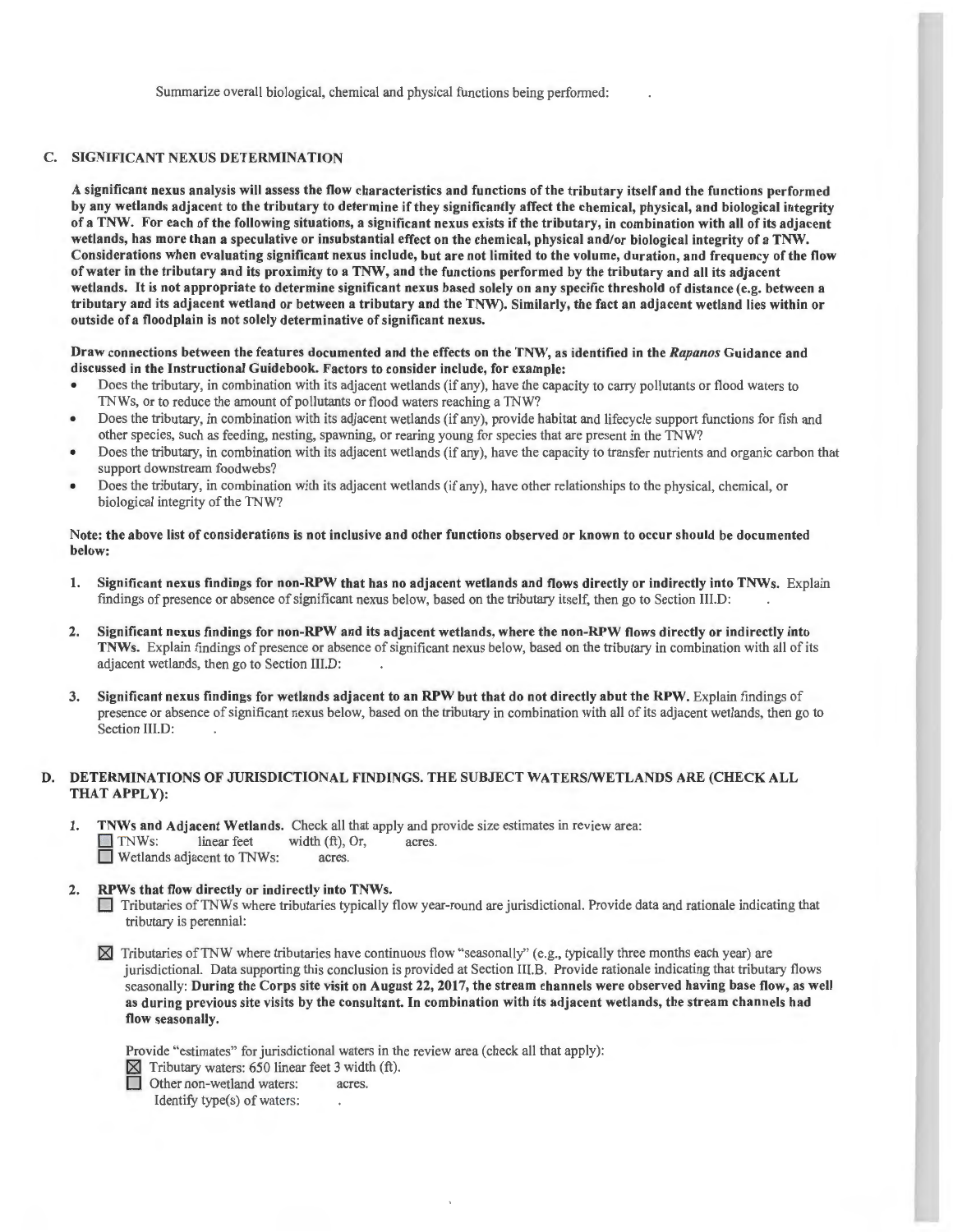Summarize overall biological, chemical and physical functions being performed: .

### C. SIGNIFICANT NEXUS DETERMINATION

**A significant nexus analysis will assess the flow characteristics and functions of the tributary itself and the functions performed by any wetlands adjacent to the tributary to determine if they significantly affect the chemical, physical, and biological integrity of a TNW. For each of the following situations, a significant nexus exists if the tributary, in combination with all of its adjacent wetlands, has more than a speculative or insubstantial effect on the chemical, physical and/or biological integrity of a TNW. Considerations when evaluating significant nexus include, but are not limited to the volume, duration, and frequency of the flow of water in the tributary and its proximity to a TNW, and the functions performed by the tributary and all its adjacent wetlands. It is not appropriate to determine significant nexus based solely on any specific threshold of distance (e.g. between a tributary and its adjacent wetland or between a tributary and the TNW). Similarly, the fact an adjacent wetland lies within or outside of a floodplain is not solely determinative of significant nexus.**

**Draw connections between the features documented and the effects on the TNW, as identified in the *Rapanos* Guidance and discussed in the Instructional Guidebook. Factors to consider include, for example:**

- Does the tributary, in combination with its adjacent wetlands (if any), have the capacity to carry pollutants or flood waters to TNWs, or to reduce the amount of pollutants or flood waters reaching a TNW?
- Does the tributary, in combination with its adjacent wetlands (if any), provide habitat and lifecycle support functions for fish and other species, such as feeding, nesting, spawning, or rearing young for species that are present in the TNW?
- Does the tributary, in combination with its adjacent wetlands (if any), have the capacity to transfer nutrients and organic carbon that support downstream foodwebs?
- Does the tributary, in combination with its adjacent wetlands (if any), have other relationships to the physical, chemical, or biological integrity of the TNW?

**Note: the above list of considerations is not inclusive and other functions observed or known to occur should be documented below:**

1. **Significant nexus findings for non-RPW that has no adjacent wetlands and flows directly or indirectly into TNWs.** Explain findings of presence or absence of significant nexus below, based on the tributary itself, then go to Section III.D: .

2. **Significant nexus findings for non-RPW and its adjacent wetlands, where the non-RPW flows directly or indirectly into TNWs.** Explain findings of presence or absence of significant nexus below, based on the tributary in combination with all of its adjacent wetlands, then go to Section III.D: .

3. **Significant nexus findings for wetlands adjacent to an RPW but that do not directly abut the RPW.** Explain findings of presence or absence of significant nexus below, based on the tributary in combination with all of its adjacent wetlands, then go to Section III.D: .

### D. DETERMINATIONS OF JURISDICTIONAL FINDINGS. THE SUBJECT WATERS/WETLANDS ARE (CHECK ALL THAT APPLY):

1. **TNWs and Adjacent Wetlands.** Check all that apply and provide size estimates in review area:
   ☐ TNWs: linear feet width (ft), Or, acres.
   ☐ Wetlands adjacent to TNWs: acres.

2. **RPWs that flow directly or indirectly into TNWs.**
   ☐ Tributaries of TNWs where tributaries typically flow year-round are jurisdictional. Provide data and rationale indicating that tributary is perennial:

   ☒ Tributaries of TNW where tributaries have continuous flow "seasonally" (e.g., typically three months each year) are jurisdictional. Data supporting this conclusion is provided at Section III.B. Provide rationale indicating that tributary flows seasonally: **During the Corps site visit on August 22, 2017, the stream channels were observed having base flow, as well as during previous site visits by the consultant. In combination with its adjacent wetlands, the stream channels had flow seasonally.**

   Provide "estimates" for jurisdictional waters in the review area (check all that apply):
   ☒ Tributary waters: 650 linear feet 3 width (ft).
   ☐ Other non-wetland waters: acres.
   Identify type(s) of waters: .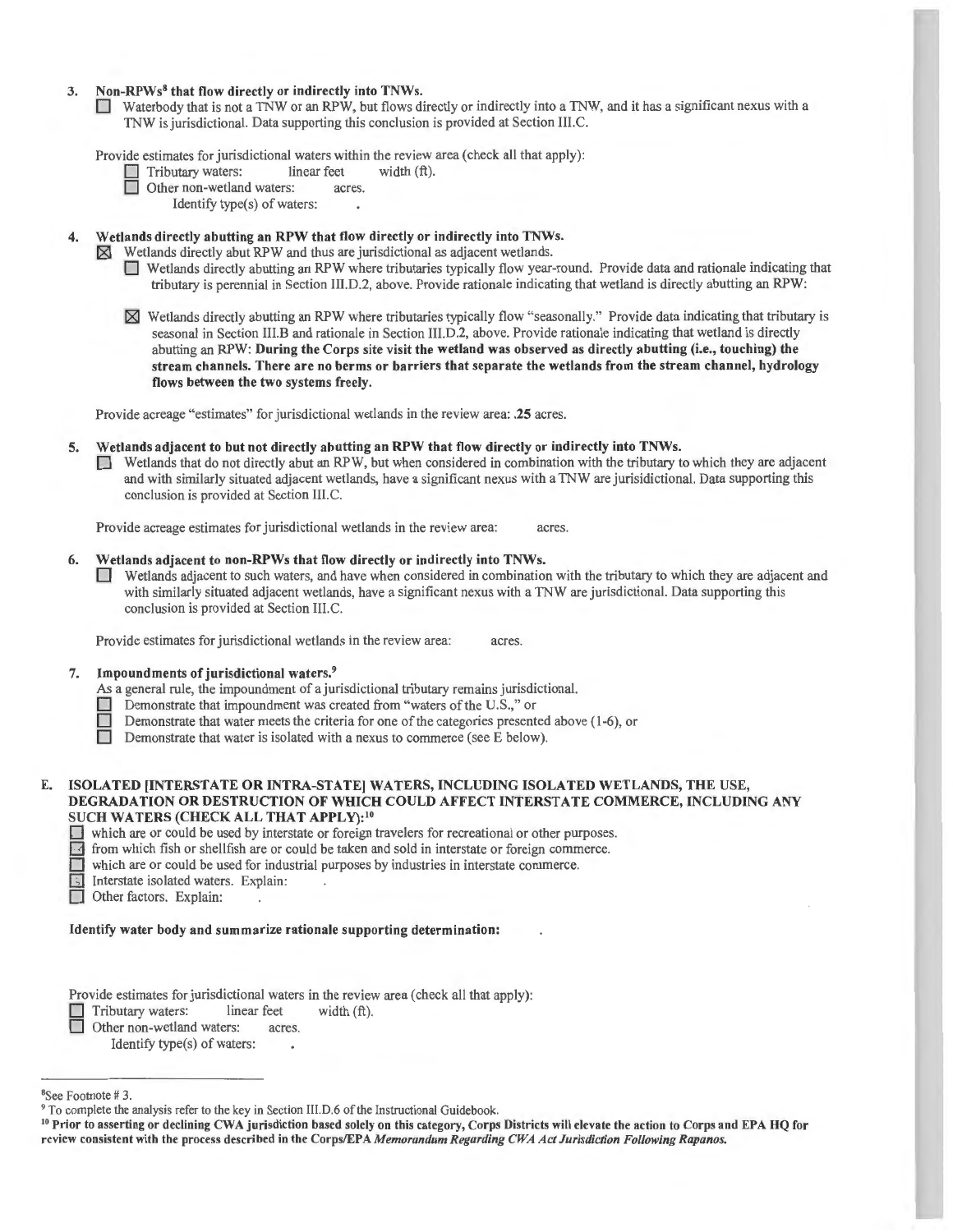3. **Non-RPWs[8] that flow directly or indirectly into TNWs.**

☐ Waterbody that is not a TNW or an RPW, but flows directly or indirectly into a TNW, and it has a significant nexus with a TNW is jurisdictional. Data supporting this conclusion is provided at Section III.C.

Provide estimates for jurisdictional waters within the review area (check all that apply):

☐ Tributary waters: linear feet width (ft).

☐ Other non-wetland waters: acres.

Identify type(s) of waters: .

4. **Wetlands directly abutting an RPW that flow directly or indirectly into TNWs.**

☒ Wetlands directly abut RPW and thus are jurisdictional as adjacent wetlands.

☐ Wetlands directly abutting an RPW where tributaries typically flow year-round. Provide data and rationale indicating that tributary is perennial in Section III.D.2, above. Provide rationale indicating that wetland is directly abutting an RPW:

☒ Wetlands directly abutting an RPW where tributaries typically flow "seasonally." Provide data indicating that tributary is seasonal in Section III.B and rationale in Section III.D.2, above. Provide rationale indicating that wetland is directly abutting an RPW: **During the Corps site visit the wetland was observed as directly abutting (i.e., touching) the stream channels. There are no berms or barriers that separate the wetlands from the stream channel, hydrology flows between the two systems freely.**

Provide acreage "estimates" for jurisdictional wetlands in the review area: **.25** acres.

5. **Wetlands adjacent to but not directly abutting an RPW that flow directly or indirectly into TNWs.**

☐ Wetlands that do not directly abut an RPW, but when considered in combination with the tributary to which they are adjacent and with similarly situated adjacent wetlands, have a significant nexus with a TNW are jurisdictional. Data supporting this conclusion is provided at Section III.C.

Provide acreage estimates for jurisdictional wetlands in the review area: acres.

6. **Wetlands adjacent to non-RPWs that flow directly or indirectly into TNWs.**

☐ Wetlands adjacent to such waters, and have when considered in combination with the tributary to which they are adjacent and with similarly situated adjacent wetlands, have a significant nexus with a TNW are jurisdictional. Data supporting this conclusion is provided at Section III.C.

Provide estimates for jurisdictional wetlands in the review area: acres.

7. **Impoundments of jurisdictional waters.[9]**

As a general rule, the impoundment of a jurisdictional tributary remains jurisdictional.

☐ Demonstrate that impoundment was created from "waters of the U.S.," or

☐ Demonstrate that water meets the criteria for one of the categories presented above (1-6), or

☐ Demonstrate that water is isolated with a nexus to commerce (see E below).

**E. ISOLATED [INTERSTATE OR INTRA-STATE] WATERS, INCLUDING ISOLATED WETLANDS, THE USE, DEGRADATION OR DESTRUCTION OF WHICH COULD AFFECT INTERSTATE COMMERCE, INCLUDING ANY SUCH WATERS (CHECK ALL THAT APPLY):[10]**

☐ which are or could be used by interstate or foreign travelers for recreational or other purposes.

☐ from which fish or shellfish are or could be taken and sold in interstate or foreign commerce.

☐ which are or could be used for industrial purposes by industries in interstate commerce.

☐ Interstate isolated waters. Explain: .

☐ Other factors. Explain: .

**Identify water body and summarize rationale supporting determination:** .

Provide estimates for jurisdictional waters in the review area (check all that apply):

☐ Tributary waters: linear feet width (ft).

☐ Other non-wetland waters: acres.

Identify type(s) of waters: .

---

[8]See Footnote # 3.

[9] To complete the analysis refer to the key in Section III.D.6 of the Instructional Guidebook.

[10] **Prior to asserting or declining CWA jurisdiction based solely on this category, Corps Districts will elevate the action to Corps and EPA HQ for review consistent with the process described in the Corps/EPA *Memorandum Regarding CWA Act Jurisdiction Following Rapanos.***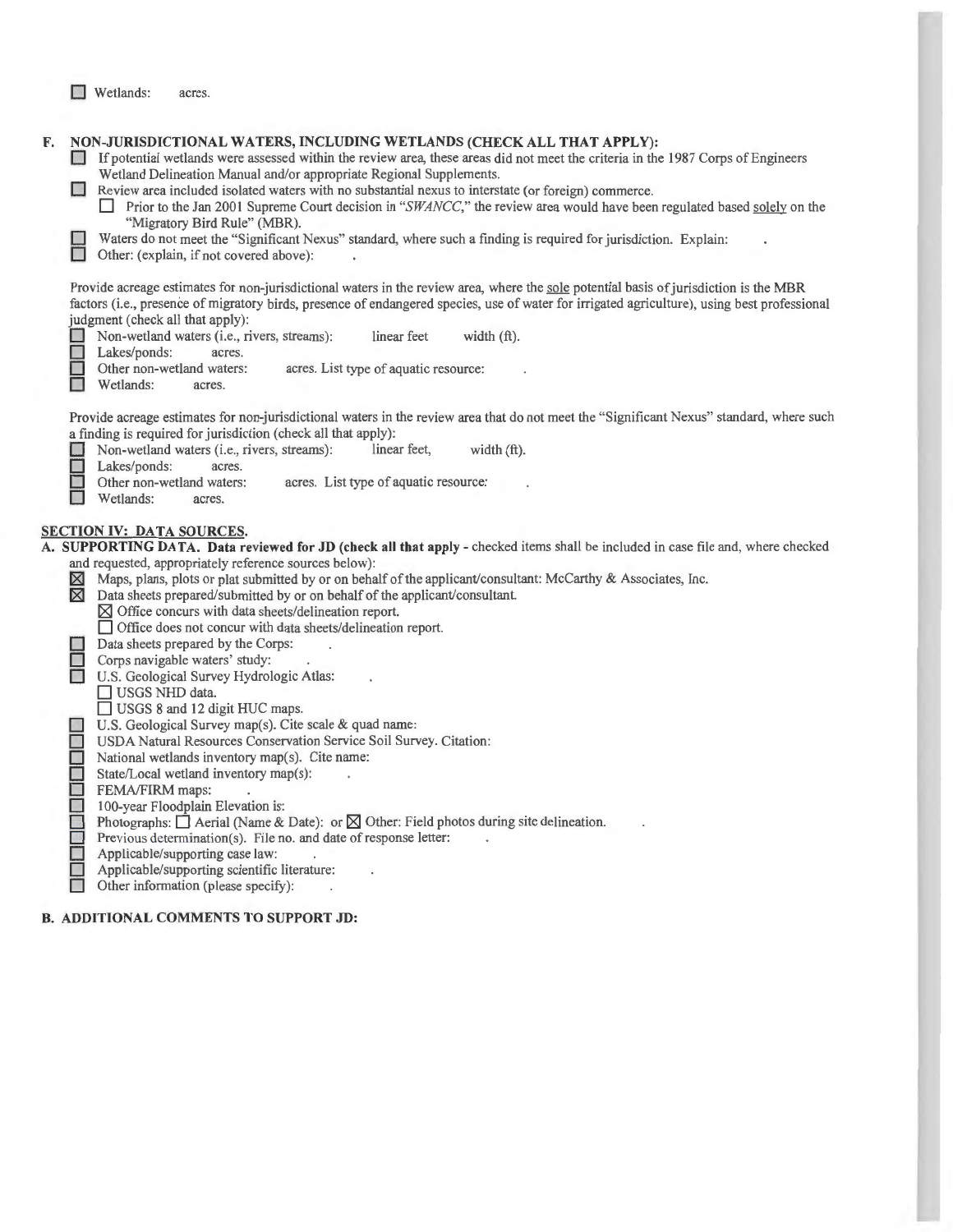☐ Wetlands: acres.

**F. NON-JURISDICTIONAL WATERS, INCLUDING WETLANDS (CHECK ALL THAT APPLY):**

☐ If potential wetlands were assessed within the review area, these areas did not meet the criteria in the 1987 Corps of Engineers Wetland Delineation Manual and/or appropriate Regional Supplements.

☐ Review area included isolated waters with no substantial nexus to interstate (or foreign) commerce.

  ☐ Prior to the Jan 2001 Supreme Court decision in "*SWANCC*," the review area would have been regulated based solely on the "Migratory Bird Rule" (MBR).

☐ Waters do not meet the "Significant Nexus" standard, where such a finding is required for jurisdiction. Explain: .

☐ Other: (explain, if not covered above): .

Provide acreage estimates for non-jurisdictional waters in the review area, where the sole potential basis of jurisdiction is the MBR factors (i.e., presence of migratory birds, presence of endangered species, use of water for irrigated agriculture), using best professional judgment (check all that apply):

☐ Non-wetland waters (i.e., rivers, streams): linear feet width (ft).
☐ Lakes/ponds: acres.
☐ Other non-wetland waters: acres. List type of aquatic resource: .
☐ Wetlands: acres.

Provide acreage estimates for non-jurisdictional waters in the review area that do not meet the "Significant Nexus" standard, where such a finding is required for jurisdiction (check all that apply):

☐ Non-wetland waters (i.e., rivers, streams): linear feet, width (ft).
☐ Lakes/ponds: acres.
☐ Other non-wetland waters: acres. List type of aquatic resource: .
☐ Wetlands: acres.

## SECTION IV: DATA SOURCES.

**A. SUPPORTING DATA. Data reviewed for JD (check all that apply -** checked items shall be included in case file and, where checked and requested, appropriately reference sources below):

☒ Maps, plans, plots or plat submitted by or on behalf of the applicant/consultant: McCarthy & Associates, Inc.
☒ Data sheets prepared/submitted by or on behalf of the applicant/consultant.
  ☒ Office concurs with data sheets/delineation report.
  ☐ Office does not concur with data sheets/delineation report.
☐ Data sheets prepared by the Corps: .
☐ Corps navigable waters' study: .
☐ U.S. Geological Survey Hydrologic Atlas: .
  ☐ USGS NHD data.
  ☐ USGS 8 and 12 digit HUC maps.
☐ U.S. Geological Survey map(s). Cite scale & quad name:
☐ USDA Natural Resources Conservation Service Soil Survey. Citation:
☐ National wetlands inventory map(s). Cite name:
☐ State/Local wetland inventory map(s): .
☐ FEMA/FIRM maps: .
☐ 100-year Floodplain Elevation is:
☐ Photographs: ☐ Aerial (Name & Date): or ☒ Other: Field photos during site delineation. .
☐ Previous determination(s). File no. and date of response letter: .
☐ Applicable/supporting case law: .
☐ Applicable/supporting scientific literature: .
☐ Other information (please specify): .

**B. ADDITIONAL COMMENTS TO SUPPORT JD:**